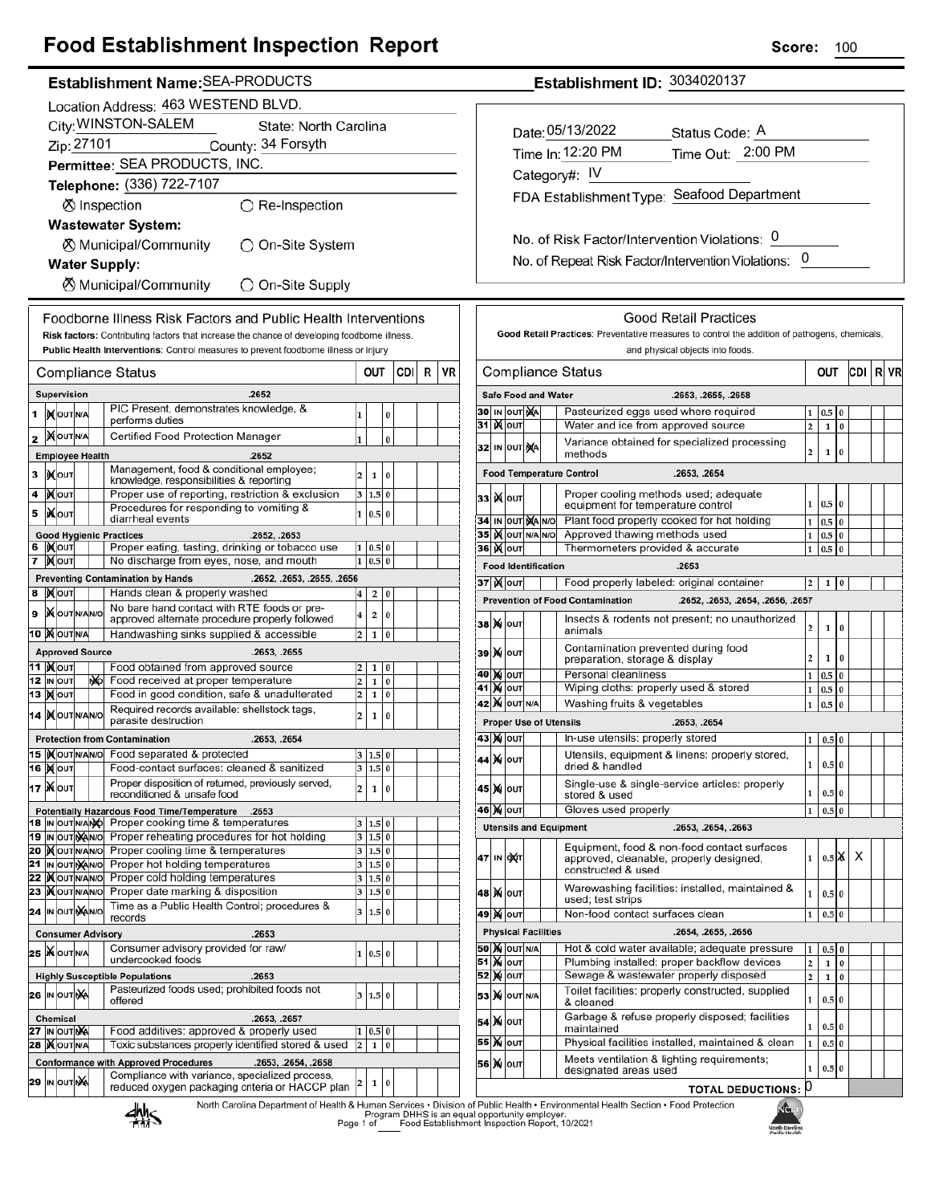# Food Establishment Inspection Report

**Score:** 100

**Establishment Name:** SEA-PRODUCTS
**Establishment ID:** 3034020137

Location Address: 463 WESTEND BLVD.
City: WINSTON-SALEM State: North Carolina
Zip: 27101 County: 34 Forsyth
Permittee: SEA PRODUCTS, INC.
Telephone: (336) 722-7107

⊗ Inspection ○ Re-Inspection

**Wastewater System:**
⊗ Municipal/Community ○ On-Site System

**Water Supply:**
⊗ Municipal/Community ○ On-Site Supply

Date: 05/13/2022 Status Code: A
Time In: 12:20 PM Time Out: 2:00 PM
Category#: IV
FDA Establishment Type: Seafood Department

No. of Risk Factor/Intervention Violations: 0
No. of Repeat Risk Factor/Intervention Violations: 0

## Foodborne Illness Risk Factors and Public Health Interventions

**Risk factors:** Contributing factors that increase the chance of developing foodborne illness.
**Public Health Interventions:** Control measures to prevent foodborne illness or injury

| # | Compliance Status | | | OUT | | | CDI | R | VR |
|---|---|---|---|---|---|---|---|---|---|
| | **Supervision** | | .2652 | | | | | | |
| 1 | IN | PIC Present, demonstrates knowledge, & performs duties | | 1 | | 0 | | | |
| 2 | IN | Certified Food Protection Manager | | 1 | | 0 | | | |
| | **Employee Health** | | .2652 | | | | | | |
| 3 | IN | Management, food & conditional employee; knowledge, responsibilities & reporting | | 2 | 1 | 0 | | | |
| 4 | IN | Proper use of reporting, restriction & exclusion | | 3 | 1.5 | 0 | | | |
| 5 | IN | Procedures for responding to vomiting & diarrheal events | | 1 | 0.5 | 0 | | | |
| | **Good Hygienic Practices** | | .2652, .2653 | | | | | | |
| 6 | IN | Proper eating, tasting, drinking or tobacco use | | 1 | 0.5 | 0 | | | |
| 7 | IN | No discharge from eyes, nose, and mouth | | 1 | 0.5 | 0 | | | |
| | **Preventing Contamination by Hands** | | .2652, .2653, .2655, .2656 | | | | | | |
| 8 | IN | Hands clean & properly washed | | 4 | 2 | 0 | | | |
| 9 | IN | No bare hand contact with RTE foods or pre-approved alternate procedure properly followed | | 4 | 2 | 0 | | | |
| 10 | IN | Handwashing sinks supplied & accessible | | 2 | 1 | 0 | | | |
| | **Approved Source** | | .2653, .2655 | | | | | | |
| 11 | IN | Food obtained from approved source | | 2 | 1 | 0 | | | |
| 12 | N/O | Food received at proper temperature | | 2 | 1 | 0 | | | |
| 13 | IN | Food in good condition, safe & unadulterated | | 2 | 1 | 0 | | | |
| 14 | IN | Required records available: shellstock tags, parasite destruction | | 2 | 1 | 0 | | | |
| | **Protection from Contamination** | | .2653, .2654 | | | | | | |
| 15 | IN | Food separated & protected | | 3 | 1.5 | 0 | | | |
| 16 | IN | Food-contact surfaces: cleaned & sanitized | | 3 | 1.5 | 0 | | | |
| 17 | IN | Proper disposition of returned, previously served, reconditioned & unsafe food | | 2 | 1 | 0 | | | |
| | **Potentially Hazardous Food Time/Temperature** | | .2653 | | | | | | |
| 18 | N/O | Proper cooking time & temperatures | | 3 | 1.5 | 0 | | | |
| 19 | N/A | Proper reheating procedures for hot holding | | 3 | 1.5 | 0 | | | |
| 20 | IN | Proper cooling time & temperatures | | 3 | 1.5 | 0 | | | |
| 21 | N/A | Proper hot holding temperatures | | 3 | 1.5 | 0 | | | |
| 22 | IN | Proper cold holding temperatures | | 3 | 1.5 | 0 | | | |
| 23 | IN | Proper date marking & disposition | | 3 | 1.5 | 0 | | | |
| 24 | N/A | Time as a Public Health Control; procedures & records | | 3 | 1.5 | 0 | | | |
| | **Consumer Advisory** | | .2653 | | | | | | |
| 25 | IN | Consumer advisory provided for raw/ undercooked foods | | 1 | 0.5 | 0 | | | |
| | **Highly Susceptible Populations** | | .2653 | | | | | | |
| 26 | N/A | Pasteurized foods used; prohibited foods not offered | | 3 | 1.5 | 0 | | | |
| | **Chemical** | | .2653, .2657 | | | | | | |
| 27 | N/A | Food additives: approved & properly used | | 1 | 0.5 | 0 | | | |
| 28 | IN | Toxic substances properly identified stored & used | | 2 | 1 | 0 | | | |
| | **Conformance with Approved Procedures** | | .2653, .2654, .2658 | | | | | | |
| 29 | N/A | Compliance with variance, specialized process, reduced oxygen packaging criteria or HACCP plan | | 2 | 1 | 0 | | | |

## Good Retail Practices

**Good Retail Practices:** Preventative measures to control the addition of pathogens, chemicals, and physical objects into foods.

| # | Compliance Status | | | OUT | | | CDI | R | VR |
|---|---|---|---|---|---|---|---|---|---|
| | **Safe Food and Water** | | .2653, .2655, .2658 | | | | | | |
| 30 | N/A | Pasteurized eggs used where required | | 1 | 0.5 | 0 | | | |
| 31 | IN | Water and ice from approved source | | 2 | 1 | 0 | | | |
| 32 | N/A | Variance obtained for specialized processing methods | | 2 | 1 | 0 | | | |
| | **Food Temperature Control** | | .2653, .2654 | | | | | | |
| 33 | IN | Proper cooling methods used; adequate equipment for temperature control | | 1 | 0.5 | 0 | | | |
| 34 | N/A | Plant food properly cooked for hot holding | | 1 | 0.5 | 0 | | | |
| 35 | IN | Approved thawing methods used | | 1 | 0.5 | 0 | | | |
| 36 | IN | Thermometers provided & accurate | | 1 | 0.5 | 0 | | | |
| | **Food Identification** | | .2653 | | | | | | |
| 37 | IN | Food properly labeled: original container | | 2 | 1 | 0 | | | |
| | **Prevention of Food Contamination** | | .2652, .2653, .2654, .2656, .2657 | | | | | | |
| 38 | IN | Insects & rodents not present; no unauthorized animals | | 2 | 1 | 0 | | | |
| 39 | IN | Contamination prevented during food preparation, storage & display | | 2 | 1 | 0 | | | |
| 40 | IN | Personal cleanliness | | 1 | 0.5 | 0 | | | |
| 41 | IN | Wiping cloths: properly used & stored | | 1 | 0.5 | 0 | | | |
| 42 | IN | Washing fruits & vegetables | | 1 | 0.5 | 0 | | | |
| | **Proper Use of Utensils** | | .2653, .2654 | | | | | | |
| 43 | IN | In-use utensils: properly stored | | 1 | 0.5 | 0 | | | |
| 44 | IN | Utensils, equipment & linens: properly stored, dried & handled | | 1 | 0.5 | 0 | | | |
| 45 | IN | Single-use & single-service articles: properly stored & used | | 1 | 0.5 | 0 | | | |
| 46 | IN | Gloves used properly | | 1 | 0.5 | 0 | | | |
| | **Utensils and Equipment** | | .2653, .2654, .2663 | | | | | | |
| 47 | OUT | Equipment, food & non-food contact surfaces approved, cleanable, properly designed, constructed & used | | 1 | 0.5 | X | X | | |
| 48 | IN | Warewashing facilities: installed, maintained & used; test strips | | 1 | 0.5 | 0 | | | |
| 49 | IN | Non-food contact surfaces clean | | 1 | 0.5 | 0 | | | |
| | **Physical Facilities** | | .2654, .2655, .2656 | | | | | | |
| 50 | IN | Hot & cold water available; adequate pressure | | 1 | 0.5 | 0 | | | |
| 51 | IN | Plumbing installed; proper backflow devices | | 2 | 1 | 0 | | | |
| 52 | IN | Sewage & wastewater properly disposed | | 2 | 1 | 0 | | | |
| 53 | IN | Toilet facilities: properly constructed, supplied & cleaned | | 1 | 0.5 | 0 | | | |
| 54 | IN | Garbage & refuse properly disposed; facilities maintained | | 1 | 0.5 | 0 | | | |
| 55 | IN | Physical facilities installed, maintained & clean | | 1 | 0.5 | 0 | | | |
| 56 | IN | Meets ventilation & lighting requirements; designated areas used | | 1 | 0.5 | 0 | | | |
| | | | | | | | **TOTAL DEDUCTIONS:** 0 | | |

North Carolina Department of Health & Human Services • Division of Public Health • Environmental Health Section • Food Protection Program DHHS is an equal opportunity employer.
Food Establishment Inspection Report, 10/2021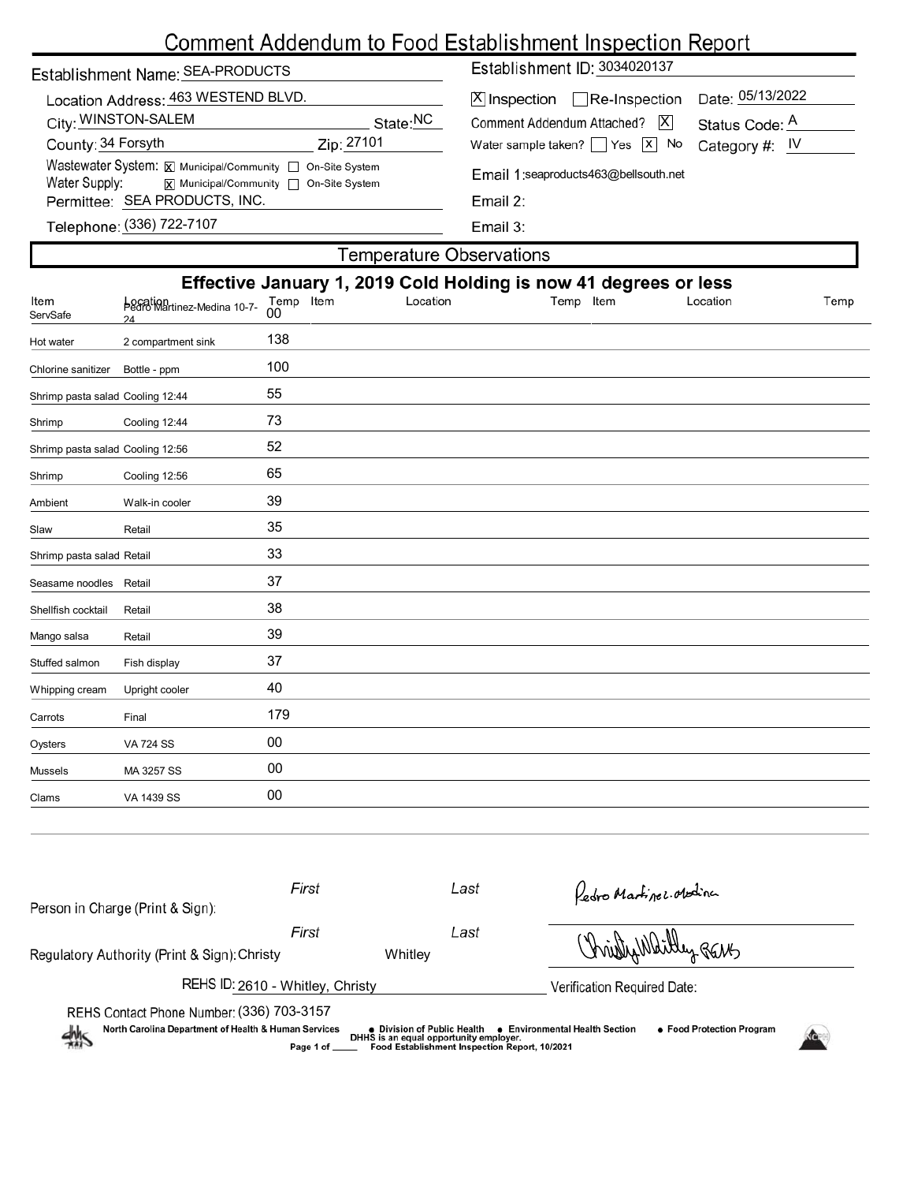# Comment Addendum to Food Establishment Inspection Report

**Establishment Name:** SEA-PRODUCTS

**Establishment ID:** 3034020137

**Location Address:** 463 WESTEND BLVD.

**City:** WINSTON-SALEM **State:** NC

**County:** 34 Forsyth **Zip:** 27101

**Wastewater System:** [X] Municipal/Community [ ] On-Site System

**Water Supply:** [X] Municipal/Community [ ] On-Site System

**Permittee:** SEA PRODUCTS, INC.

**Telephone:** (336) 722-7107

[X] Inspection [ ] Re-Inspection **Date:** 05/13/2022

**Comment Addendum Attached?** [X] **Status Code:** A

**Water sample taken?** [ ] Yes [X] No **Category #:** IV

**Email 1:** seaproducts463@bellsouth.net

**Email 2:**

**Email 3:**

## Temperature Observations

**Effective January 1, 2019 Cold Holding is now 41 degrees or less**

| Item | Location | Temp | Item | Location | Temp | Item | Location | Temp |
|---|---|---|---|---|---|---|---|---|
| ServSafe | Pedro Martinez-Medina 10-7-24 | 00 | | | | | | |
| Hot water | 2 compartment sink | 138 | | | | | | |
| Chlorine sanitizer | Bottle - ppm | 100 | | | | | | |
| Shrimp pasta salad | Cooling 12:44 | 55 | | | | | | |
| Shrimp | Cooling 12:44 | 73 | | | | | | |
| Shrimp pasta salad | Cooling 12:56 | 52 | | | | | | |
| Shrimp | Cooling 12:56 | 65 | | | | | | |
| Ambient | Walk-in cooler | 39 | | | | | | |
| Slaw | Retail | 35 | | | | | | |
| Shrimp pasta salad | Retail | 33 | | | | | | |
| Seasame noodles | Retail | 37 | | | | | | |
| Shellfish cocktail | Retail | 38 | | | | | | |
| Mango salsa | Retail | 39 | | | | | | |
| Stuffed salmon | Fish display | 37 | | | | | | |
| Whipping cream | Upright cooler | 40 | | | | | | |
| Carrots | Final | 179 | | | | | | |
| Oysters | VA 724 SS | 00 | | | | | | |
| Mussels | MA 3257 SS | 00 | | | | | | |
| Clams | VA 1439 SS | 00 | | | | | | |

**Person in Charge (Print & Sign):** First: Last: Signature: *Pedro Martinez-Medina*

**Regulatory Authority (Print & Sign):** First: Christy Last: Whitley Signature: *Christy Whitley REHS*

**REHS ID:** 2610 - Whitley, Christy

**Verification Required Date:**

**REHS Contact Phone Number:** (336) 703-3157

North Carolina Department of Health & Human Services • Division of Public Health • Environmental Health Section • Food Protection Program

DHHS is an equal opportunity employer.

Food Establishment Inspection Report, 10/2021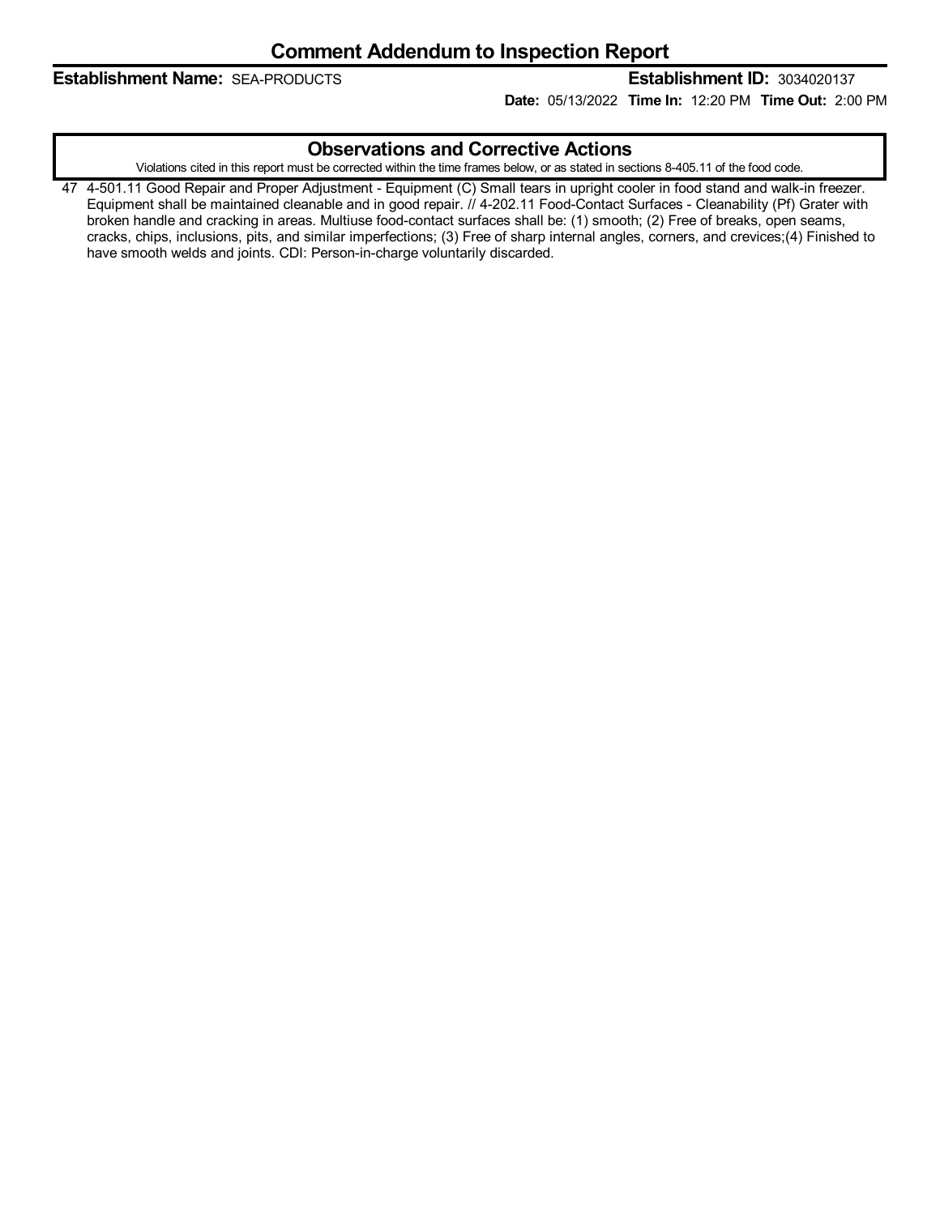# Comment Addendum to Inspection Report

**Establishment Name:** SEA-PRODUCTS **Establishment ID:** 3034020137

**Date:** 05/13/2022 **Time In:** 12:20 PM **Time Out:** 2:00 PM

## Observations and Corrective Actions

Violations cited in this report must be corrected within the time frames below, or as stated in sections 8-405.11 of the food code.

47 4-501.11 Good Repair and Proper Adjustment - Equipment (C) Small tears in upright cooler in food stand and walk-in freezer. Equipment shall be maintained cleanable and in good repair. // 4-202.11 Food-Contact Surfaces - Cleanability (Pf) Grater with broken handle and cracking in areas. Multiuse food-contact surfaces shall be: (1) smooth; (2) Free of breaks, open seams, cracks, chips, inclusions, pits, and similar imperfections; (3) Free of sharp internal angles, corners, and crevices;(4) Finished to have smooth welds and joints. CDI: Person-in-charge voluntarily discarded.